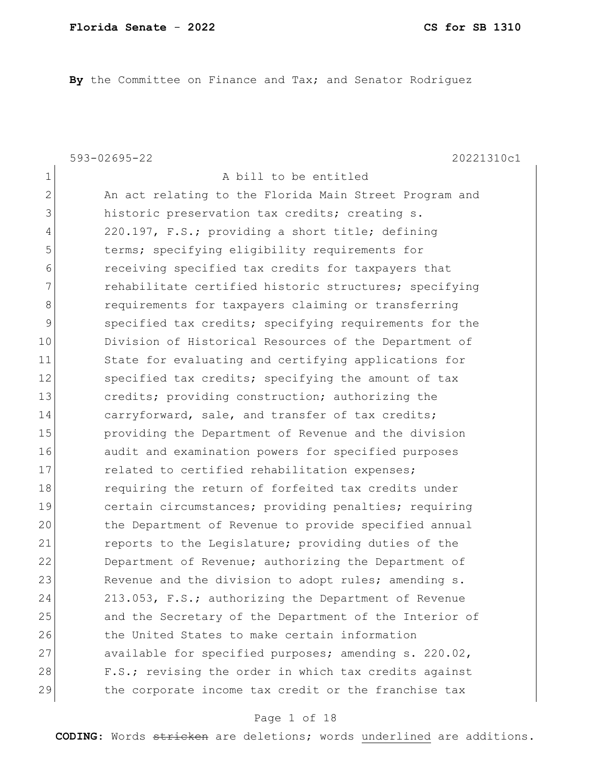**By** the Committee on Finance and Tax; and Senator Rodriguez

593-02695-22 20221310c1

1 A bill to be entitled

2 An act relating to the Florida Main Street Program and
3 historic preservation tax credits; creating s.
4 220.197, F.S.; providing a short title; defining
5 terms; specifying eligibility requirements for
6 receiving specified tax credits for taxpayers that
7 rehabilitate certified historic structures; specifying
8 requirements for taxpayers claiming or transferring
9 specified tax credits; specifying requirements for the
10 Division of Historical Resources of the Department of
11 State for evaluating and certifying applications for
12 specified tax credits; specifying the amount of tax
13 credits; providing construction; authorizing the
14 carryforward, sale, and transfer of tax credits;
15 providing the Department of Revenue and the division
16 audit and examination powers for specified purposes
17 related to certified rehabilitation expenses;
18 requiring the return of forfeited tax credits under
19 certain circumstances; providing penalties; requiring
20 the Department of Revenue to provide specified annual
21 reports to the Legislature; providing duties of the
22 Department of Revenue; authorizing the Department of
23 Revenue and the division to adopt rules; amending s.
24 213.053, F.S.; authorizing the Department of Revenue
25 and the Secretary of the Department of the Interior of
26 the United States to make certain information
27 available for specified purposes; amending s. 220.02,
28 F.S.; revising the order in which tax credits against
29 the corporate income tax credit or the franchise tax

**CODING:** Words ~~stricken~~ are deletions; words <u>underlined</u> are additions.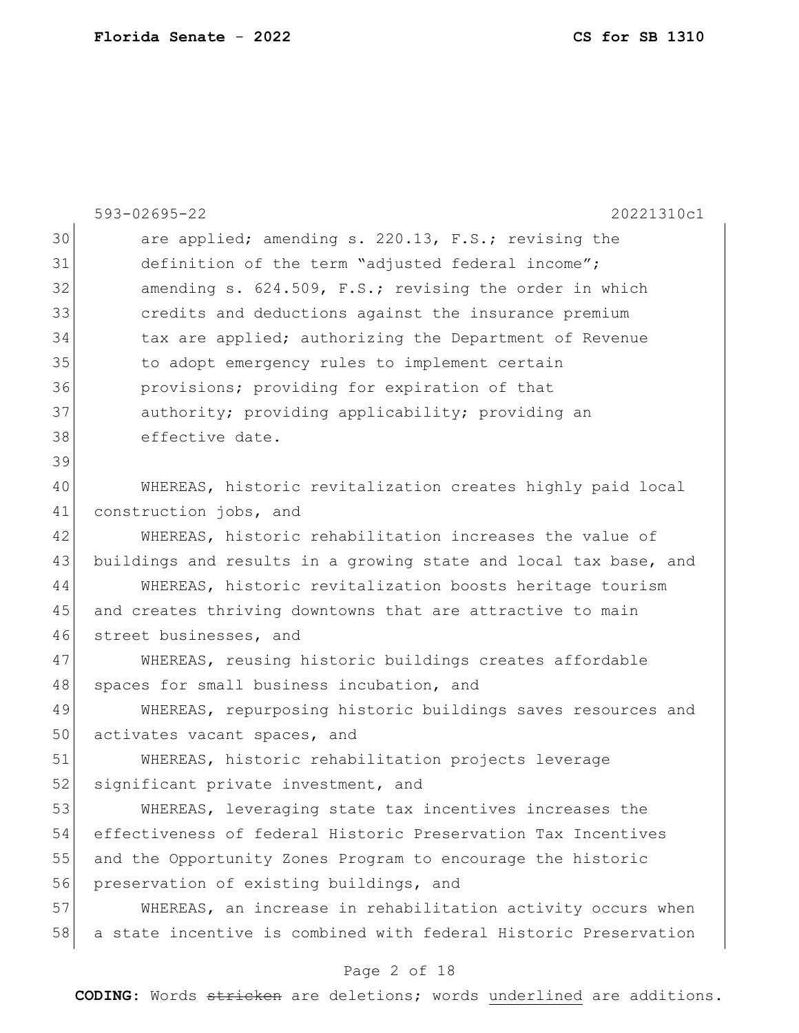are applied; amending s. 220.13, F.S.; revising the definition of the term "adjusted federal income"; amending s. 624.509, F.S.; revising the order in which credits and deductions against the insurance premium tax are applied; authorizing the Department of Revenue to adopt emergency rules to implement certain provisions; providing for expiration of that authority; providing applicability; providing an effective date.

WHEREAS, historic revitalization creates highly paid local construction jobs, and

WHEREAS, historic rehabilitation increases the value of buildings and results in a growing state and local tax base, and

WHEREAS, historic revitalization boosts heritage tourism and creates thriving downtowns that are attractive to main street businesses, and

WHEREAS, reusing historic buildings creates affordable spaces for small business incubation, and

WHEREAS, repurposing historic buildings saves resources and activates vacant spaces, and

WHEREAS, historic rehabilitation projects leverage significant private investment, and

WHEREAS, leveraging state tax incentives increases the effectiveness of federal Historic Preservation Tax Incentives and the Opportunity Zones Program to encourage the historic preservation of existing buildings, and

WHEREAS, an increase in rehabilitation activity occurs when a state incentive is combined with federal Historic Preservation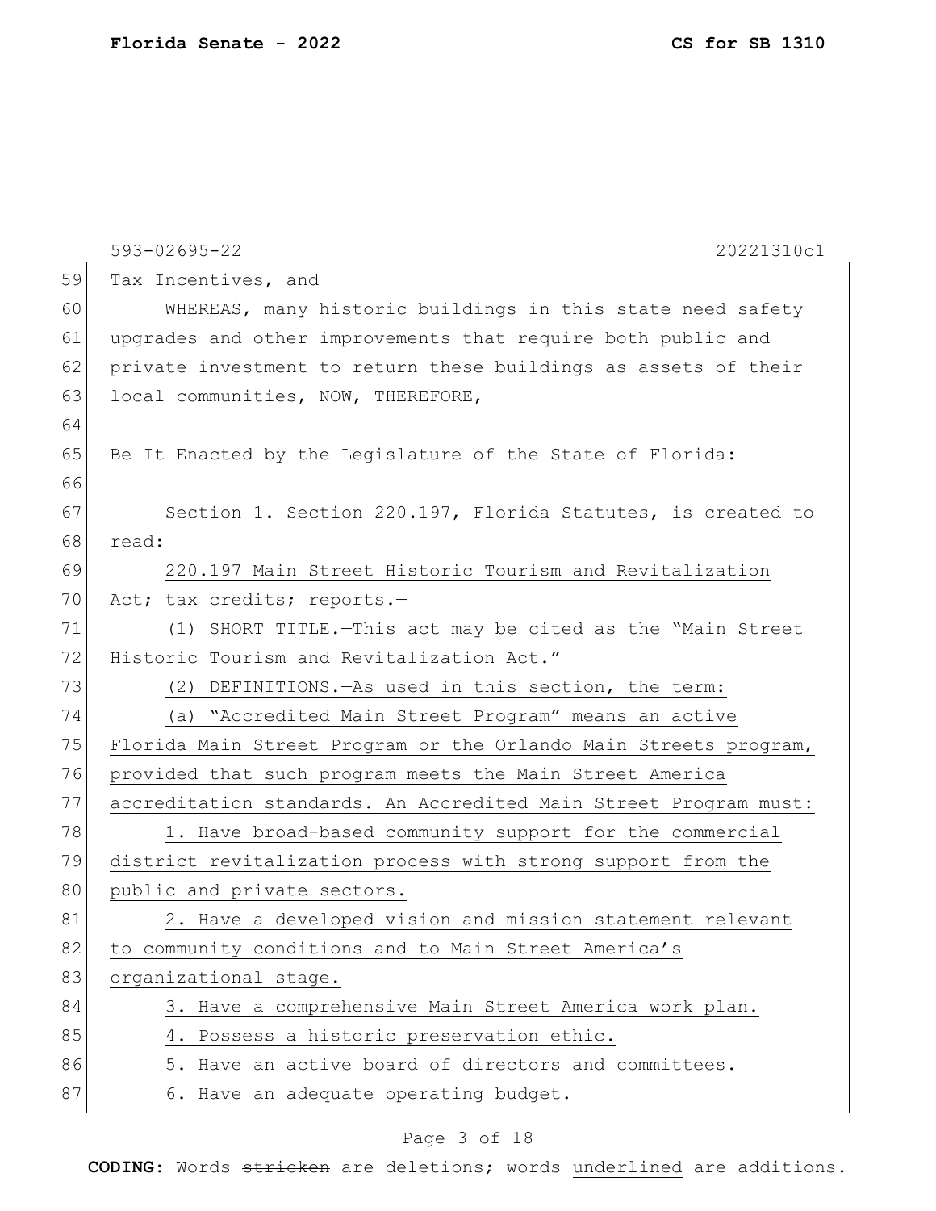Tax Incentives, and

WHEREAS, many historic buildings in this state need safety upgrades and other improvements that require both public and private investment to return these buildings as assets of their local communities, NOW, THEREFORE,

Be It Enacted by the Legislature of the State of Florida:

Section 1. Section 220.197, Florida Statutes, is created to read:

220.197 Main Street Historic Tourism and Revitalization Act; tax credits; reports.—

(1) SHORT TITLE.—This act may be cited as the "Main Street Historic Tourism and Revitalization Act."

(2) DEFINITIONS.—As used in this section, the term:

(a) "Accredited Main Street Program" means an active Florida Main Street Program or the Orlando Main Streets program, provided that such program meets the Main Street America accreditation standards. An Accredited Main Street Program must:

1. Have broad-based community support for the commercial district revitalization process with strong support from the public and private sectors.

2. Have a developed vision and mission statement relevant to community conditions and to Main Street America's organizational stage.

3. Have a comprehensive Main Street America work plan.

4. Possess a historic preservation ethic.

5. Have an active board of directors and committees.

6. Have an adequate operating budget.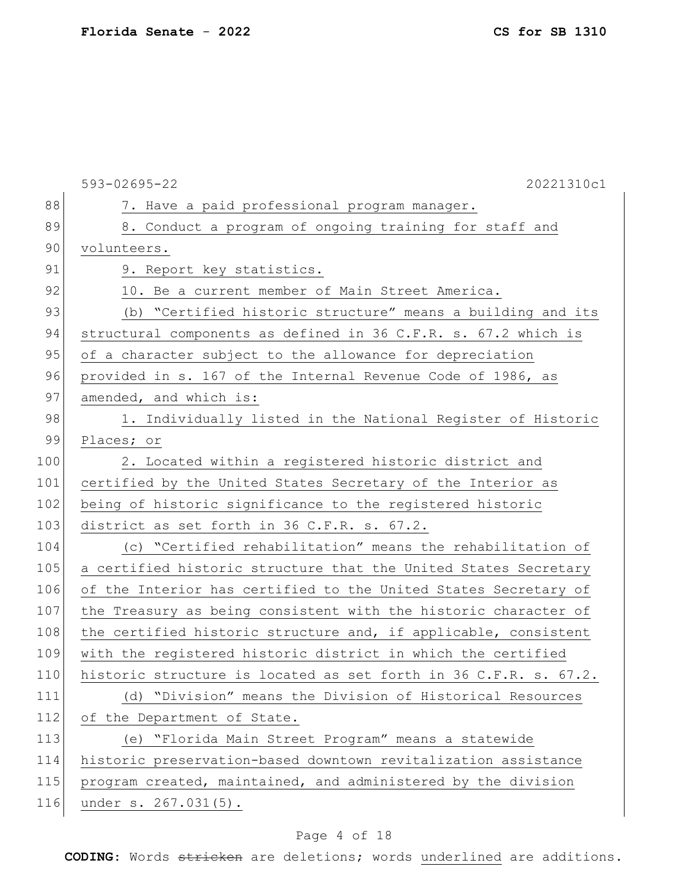7. Have a paid professional program manager.

8. Conduct a program of ongoing training for staff and volunteers.

9. Report key statistics.

10. Be a current member of Main Street America.

(b) "Certified historic structure" means a building and its structural components as defined in 36 C.F.R. s. 67.2 which is of a character subject to the allowance for depreciation provided in s. 167 of the Internal Revenue Code of 1986, as amended, and which is:

1. Individually listed in the National Register of Historic Places; or

2. Located within a registered historic district and certified by the United States Secretary of the Interior as being of historic significance to the registered historic district as set forth in 36 C.F.R. s. 67.2.

(c) "Certified rehabilitation" means the rehabilitation of a certified historic structure that the United States Secretary of the Interior has certified to the United States Secretary of the Treasury as being consistent with the historic character of the certified historic structure and, if applicable, consistent with the registered historic district in which the certified historic structure is located as set forth in 36 C.F.R. s. 67.2.

(d) "Division" means the Division of Historical Resources of the Department of State.

(e) "Florida Main Street Program" means a statewide historic preservation-based downtown revitalization assistance program created, maintained, and administered by the division under s. 267.031(5).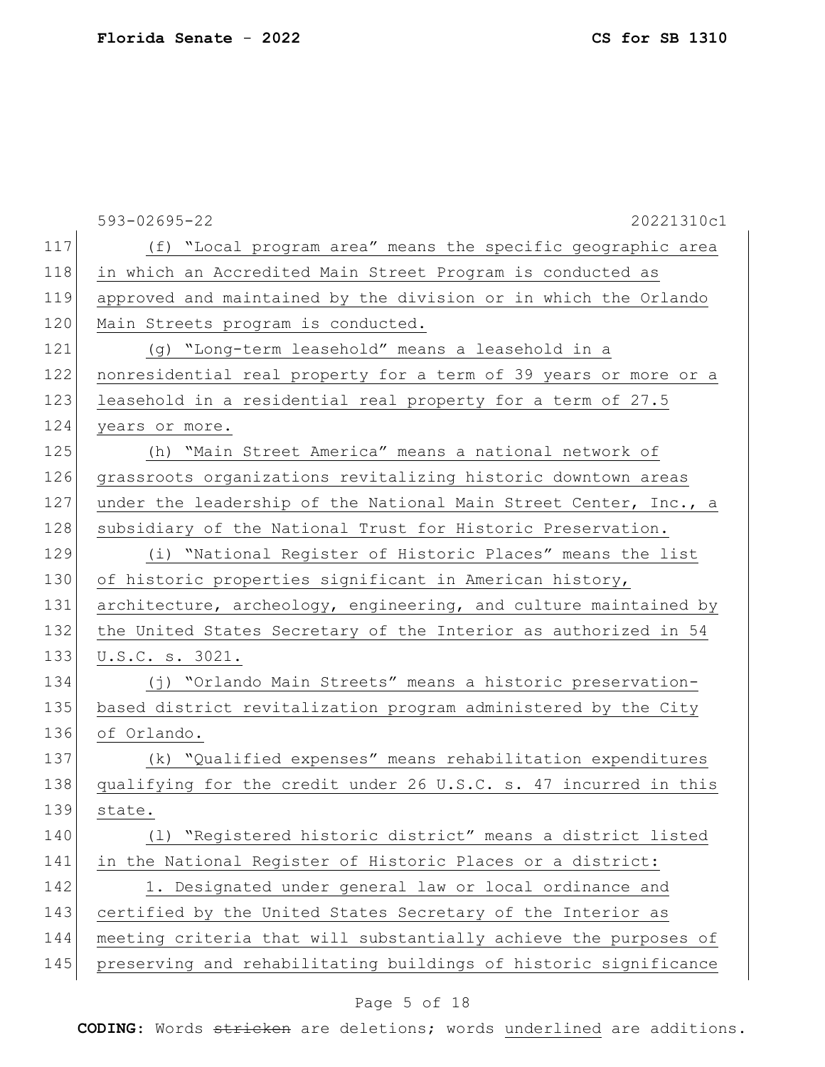(f) "Local program area" means the specific geographic area in which an Accredited Main Street Program is conducted as approved and maintained by the division or in which the Orlando Main Streets program is conducted.

(g) "Long-term leasehold" means a leasehold in a nonresidential real property for a term of 39 years or more or a leasehold in a residential real property for a term of 27.5 years or more.

(h) "Main Street America" means a national network of grassroots organizations revitalizing historic downtown areas under the leadership of the National Main Street Center, Inc., a subsidiary of the National Trust for Historic Preservation.

(i) "National Register of Historic Places" means the list of historic properties significant in American history, architecture, archeology, engineering, and culture maintained by the United States Secretary of the Interior as authorized in 54 U.S.C. s. 3021.

(j) "Orlando Main Streets" means a historic preservation-based district revitalization program administered by the City of Orlando.

(k) "Qualified expenses" means rehabilitation expenditures qualifying for the credit under 26 U.S.C. s. 47 incurred in this state.

(l) "Registered historic district" means a district listed in the National Register of Historic Places or a district:

1. Designated under general law or local ordinance and certified by the United States Secretary of the Interior as meeting criteria that will substantially achieve the purposes of preserving and rehabilitating buildings of historic significance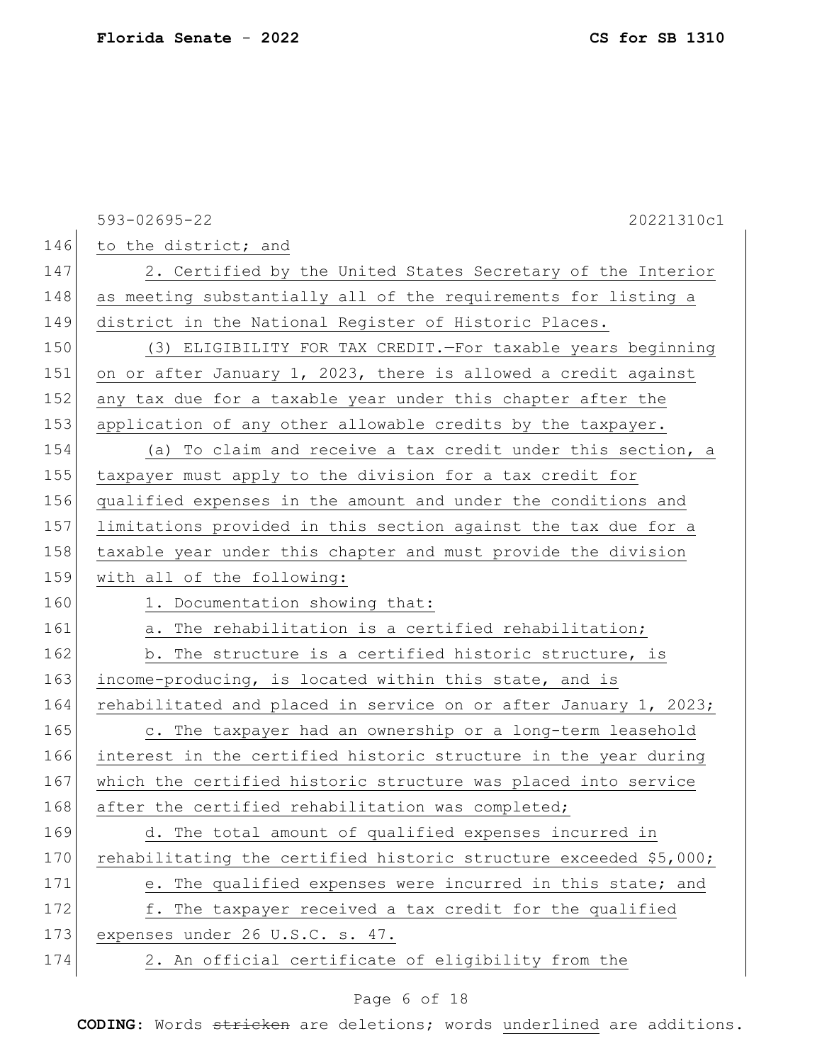to the district; and

2. Certified by the United States Secretary of the Interior as meeting substantially all of the requirements for listing a district in the National Register of Historic Places.

(3) ELIGIBILITY FOR TAX CREDIT.—For taxable years beginning on or after January 1, 2023, there is allowed a credit against any tax due for a taxable year under this chapter after the application of any other allowable credits by the taxpayer.

(a) To claim and receive a tax credit under this section, a taxpayer must apply to the division for a tax credit for qualified expenses in the amount and under the conditions and limitations provided in this section against the tax due for a taxable year under this chapter and must provide the division with all of the following:

1. Documentation showing that:

a. The rehabilitation is a certified rehabilitation;

b. The structure is a certified historic structure, is income-producing, is located within this state, and is rehabilitated and placed in service on or after January 1, 2023;

c. The taxpayer had an ownership or a long-term leasehold interest in the certified historic structure in the year during which the certified historic structure was placed into service after the certified rehabilitation was completed;

d. The total amount of qualified expenses incurred in rehabilitating the certified historic structure exceeded $5,000;

e. The qualified expenses were incurred in this state; and

f. The taxpayer received a tax credit for the qualified expenses under 26 U.S.C. s. 47.

2. An official certificate of eligibility from the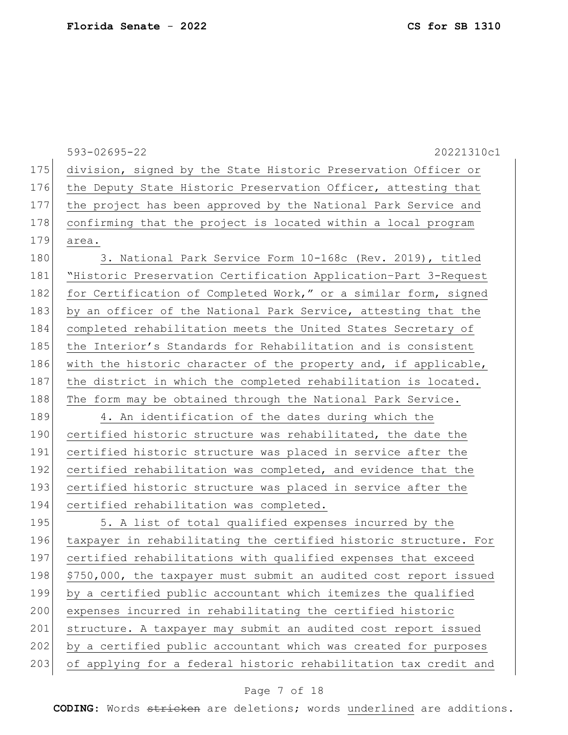division, signed by the State Historic Preservation Officer or the Deputy State Historic Preservation Officer, attesting that the project has been approved by the National Park Service and confirming that the project is located within a local program area.

3. National Park Service Form 10-168c (Rev. 2019), titled "Historic Preservation Certification Application-Part 3-Request for Certification of Completed Work," or a similar form, signed by an officer of the National Park Service, attesting that the completed rehabilitation meets the United States Secretary of the Interior's Standards for Rehabilitation and is consistent with the historic character of the property and, if applicable, the district in which the completed rehabilitation is located. The form may be obtained through the National Park Service.

4. An identification of the dates during which the certified historic structure was rehabilitated, the date the certified historic structure was placed in service after the certified rehabilitation was completed, and evidence that the certified historic structure was placed in service after the certified rehabilitation was completed.

5. A list of total qualified expenses incurred by the taxpayer in rehabilitating the certified historic structure. For certified rehabilitations with qualified expenses that exceed $750,000, the taxpayer must submit an audited cost report issued by a certified public accountant which itemizes the qualified expenses incurred in rehabilitating the certified historic structure. A taxpayer may submit an audited cost report issued by a certified public accountant which was created for purposes of applying for a federal historic rehabilitation tax credit and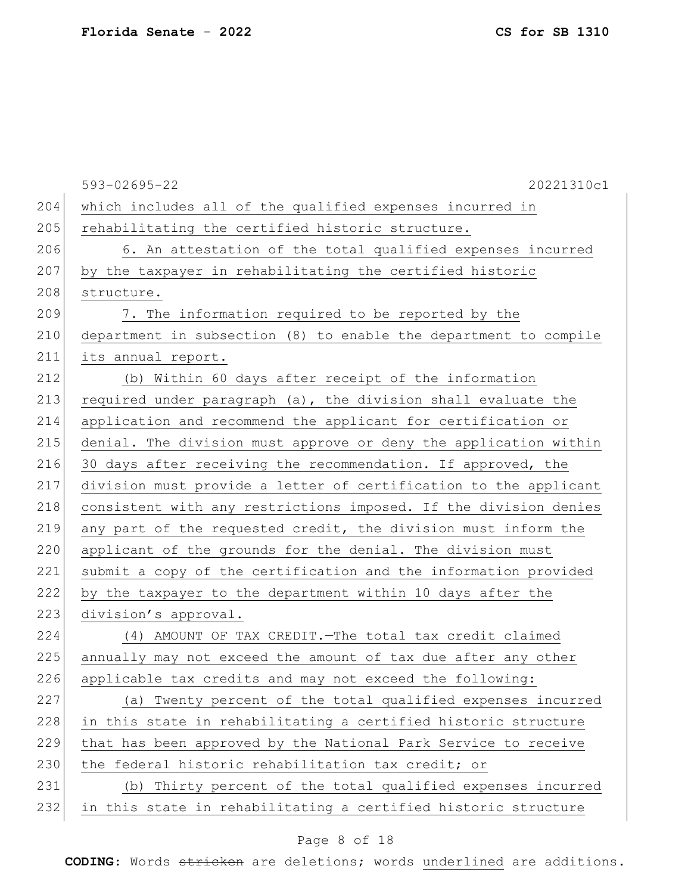which includes all of the qualified expenses incurred in rehabilitating the certified historic structure.

6. An attestation of the total qualified expenses incurred by the taxpayer in rehabilitating the certified historic structure.

7. The information required to be reported by the department in subsection (8) to enable the department to compile its annual report.

(b) Within 60 days after receipt of the information required under paragraph (a), the division shall evaluate the application and recommend the applicant for certification or denial. The division must approve or deny the application within 30 days after receiving the recommendation. If approved, the division must provide a letter of certification to the applicant consistent with any restrictions imposed. If the division denies any part of the requested credit, the division must inform the applicant of the grounds for the denial. The division must submit a copy of the certification and the information provided by the taxpayer to the department within 10 days after the division's approval.

(4) AMOUNT OF TAX CREDIT.—The total tax credit claimed annually may not exceed the amount of tax due after any other applicable tax credits and may not exceed the following:

(a) Twenty percent of the total qualified expenses incurred in this state in rehabilitating a certified historic structure that has been approved by the National Park Service to receive the federal historic rehabilitation tax credit; or

(b) Thirty percent of the total qualified expenses incurred in this state in rehabilitating a certified historic structure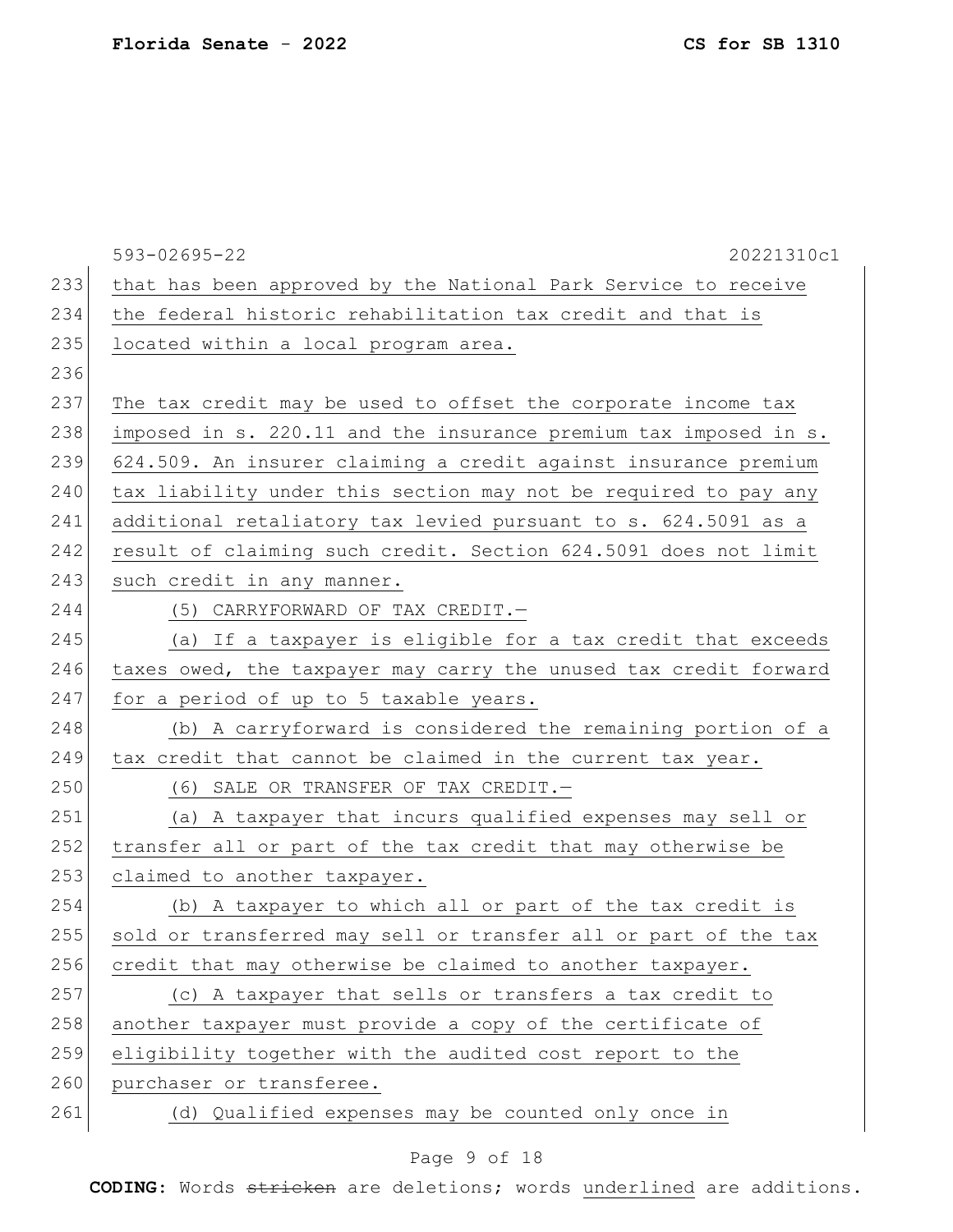that has been approved by the National Park Service to receive the federal historic rehabilitation tax credit and that is located within a local program area.

The tax credit may be used to offset the corporate income tax imposed in s. 220.11 and the insurance premium tax imposed in s. 624.509. An insurer claiming a credit against insurance premium tax liability under this section may not be required to pay any additional retaliatory tax levied pursuant to s. 624.5091 as a result of claiming such credit. Section 624.5091 does not limit such credit in any manner.

(5) CARRYFORWARD OF TAX CREDIT.—

(a) If a taxpayer is eligible for a tax credit that exceeds taxes owed, the taxpayer may carry the unused tax credit forward for a period of up to 5 taxable years.

(b) A carryforward is considered the remaining portion of a tax credit that cannot be claimed in the current tax year.

(6) SALE OR TRANSFER OF TAX CREDIT.—

(a) A taxpayer that incurs qualified expenses may sell or transfer all or part of the tax credit that may otherwise be claimed to another taxpayer.

(b) A taxpayer to which all or part of the tax credit is sold or transferred may sell or transfer all or part of the tax credit that may otherwise be claimed to another taxpayer.

(c) A taxpayer that sells or transfers a tax credit to another taxpayer must provide a copy of the certificate of eligibility together with the audited cost report to the purchaser or transferee.

(d) Qualified expenses may be counted only once in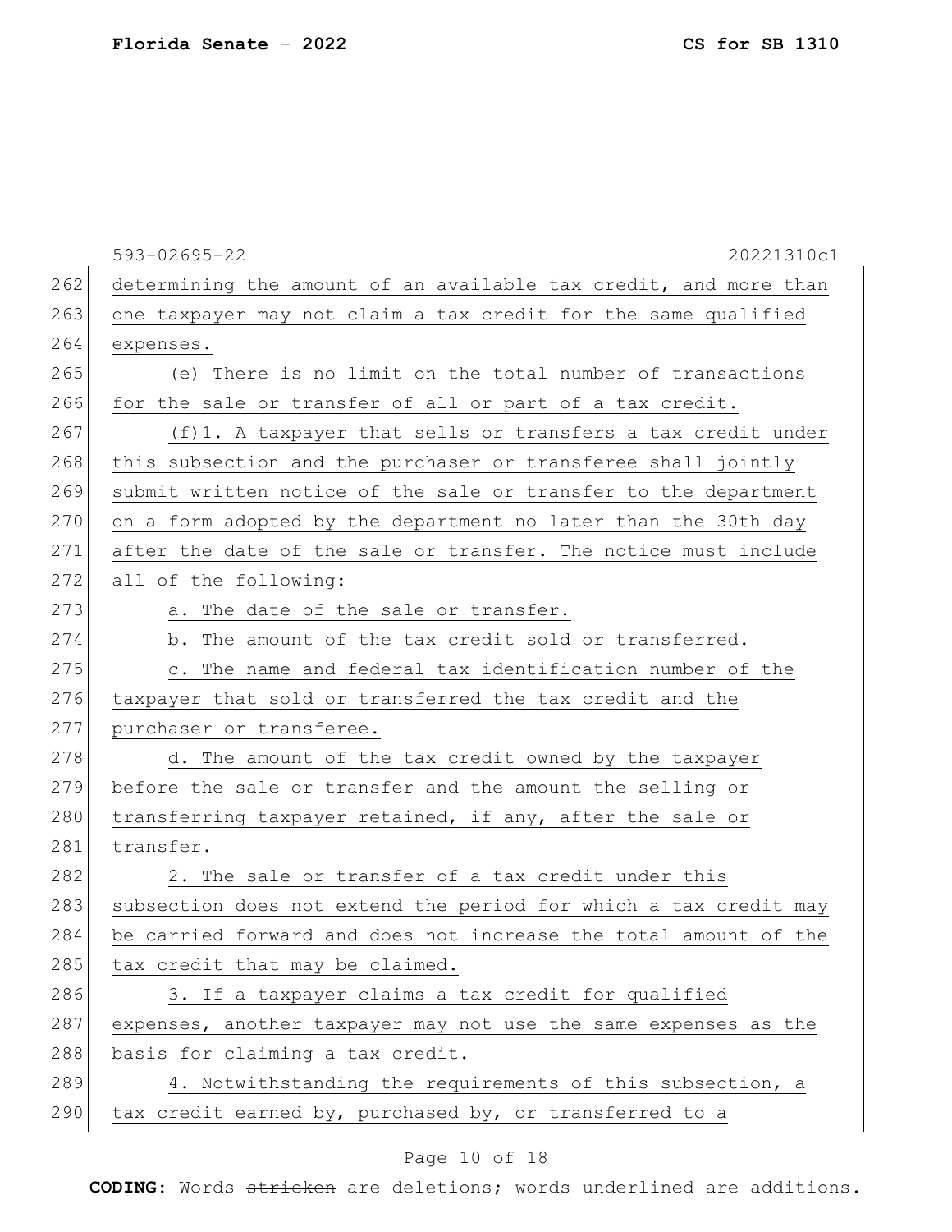determining the amount of an available tax credit, and more than one taxpayer may not claim a tax credit for the same qualified expenses.

(e) There is no limit on the total number of transactions for the sale or transfer of all or part of a tax credit.

(f)1. A taxpayer that sells or transfers a tax credit under this subsection and the purchaser or transferee shall jointly submit written notice of the sale or transfer to the department on a form adopted by the department no later than the 30th day after the date of the sale or transfer. The notice must include all of the following:

a. The date of the sale or transfer.

b. The amount of the tax credit sold or transferred.

c. The name and federal tax identification number of the taxpayer that sold or transferred the tax credit and the purchaser or transferee.

d. The amount of the tax credit owned by the taxpayer before the sale or transfer and the amount the selling or transferring taxpayer retained, if any, after the sale or transfer.

2. The sale or transfer of a tax credit under this subsection does not extend the period for which a tax credit may be carried forward and does not increase the total amount of the tax credit that may be claimed.

3. If a taxpayer claims a tax credit for qualified expenses, another taxpayer may not use the same expenses as the basis for claiming a tax credit.

4. Notwithstanding the requirements of this subsection, a tax credit earned by, purchased by, or transferred to a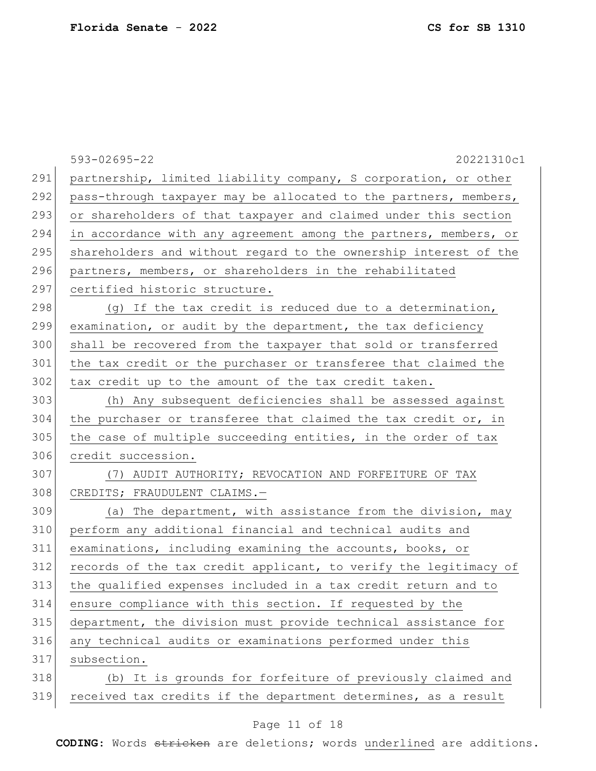partnership, limited liability company, S corporation, or other pass-through taxpayer may be allocated to the partners, members, or shareholders of that taxpayer and claimed under this section in accordance with any agreement among the partners, members, or shareholders and without regard to the ownership interest of the partners, members, or shareholders in the rehabilitated certified historic structure.

(g) If the tax credit is reduced due to a determination, examination, or audit by the department, the tax deficiency shall be recovered from the taxpayer that sold or transferred the tax credit or the purchaser or transferee that claimed the tax credit up to the amount of the tax credit taken.

(h) Any subsequent deficiencies shall be assessed against the purchaser or transferee that claimed the tax credit or, in the case of multiple succeeding entities, in the order of tax credit succession.

(7) AUDIT AUTHORITY; REVOCATION AND FORFEITURE OF TAX CREDITS; FRAUDULENT CLAIMS.—

(a) The department, with assistance from the division, may perform any additional financial and technical audits and examinations, including examining the accounts, books, or records of the tax credit applicant, to verify the legitimacy of the qualified expenses included in a tax credit return and to ensure compliance with this section. If requested by the department, the division must provide technical assistance for any technical audits or examinations performed under this subsection.

(b) It is grounds for forfeiture of previously claimed and received tax credits if the department determines, as a result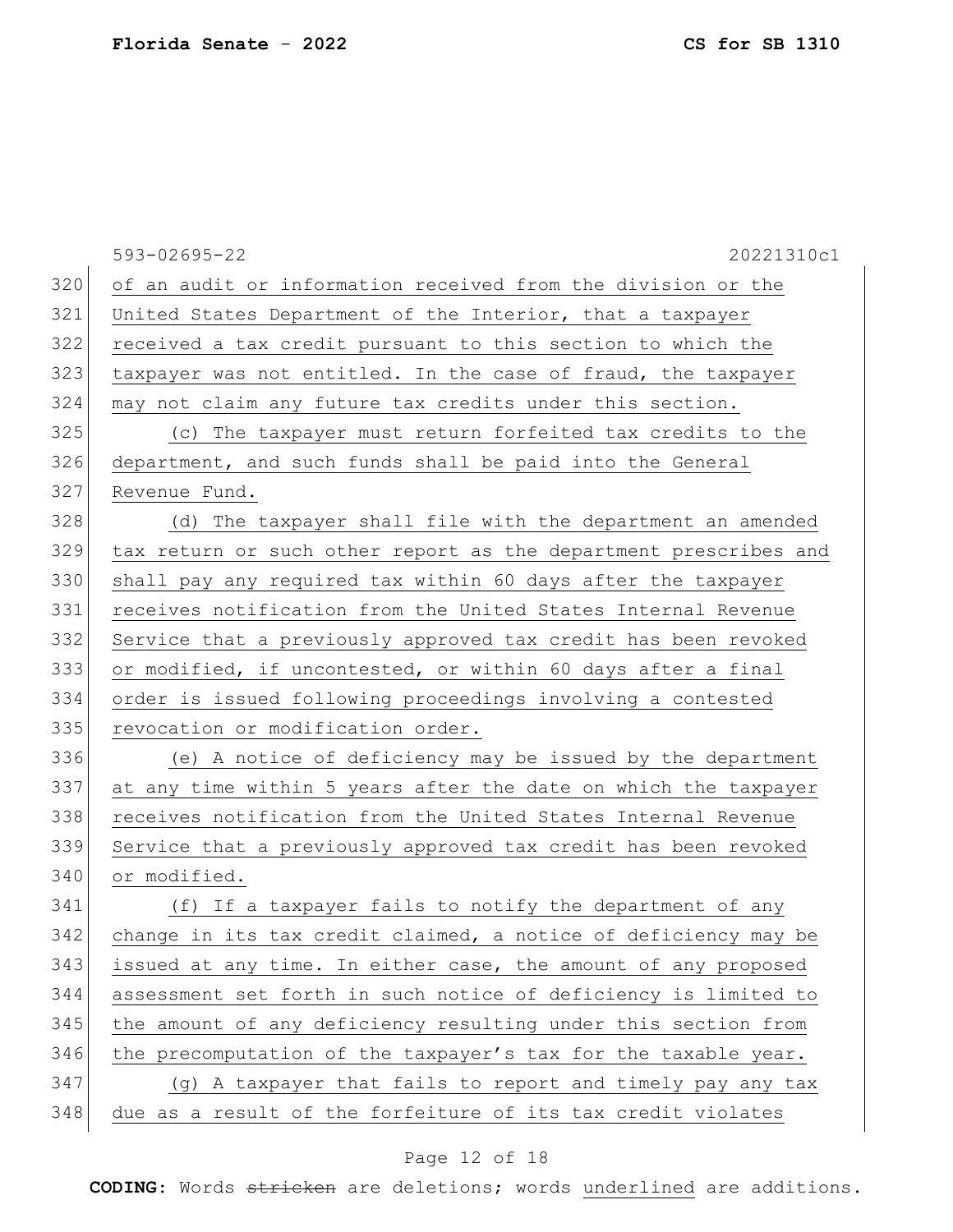of an audit or information received from the division or the United States Department of the Interior, that a taxpayer received a tax credit pursuant to this section to which the taxpayer was not entitled. In the case of fraud, the taxpayer may not claim any future tax credits under this section.

(c) The taxpayer must return forfeited tax credits to the department, and such funds shall be paid into the General Revenue Fund.

(d) The taxpayer shall file with the department an amended tax return or such other report as the department prescribes and shall pay any required tax within 60 days after the taxpayer receives notification from the United States Internal Revenue Service that a previously approved tax credit has been revoked or modified, if uncontested, or within 60 days after a final order is issued following proceedings involving a contested revocation or modification order.

(e) A notice of deficiency may be issued by the department at any time within 5 years after the date on which the taxpayer receives notification from the United States Internal Revenue Service that a previously approved tax credit has been revoked or modified.

(f) If a taxpayer fails to notify the department of any change in its tax credit claimed, a notice of deficiency may be issued at any time. In either case, the amount of any proposed assessment set forth in such notice of deficiency is limited to the amount of any deficiency resulting under this section from the precomputation of the taxpayer's tax for the taxable year.

(g) A taxpayer that fails to report and timely pay any tax due as a result of the forfeiture of its tax credit violates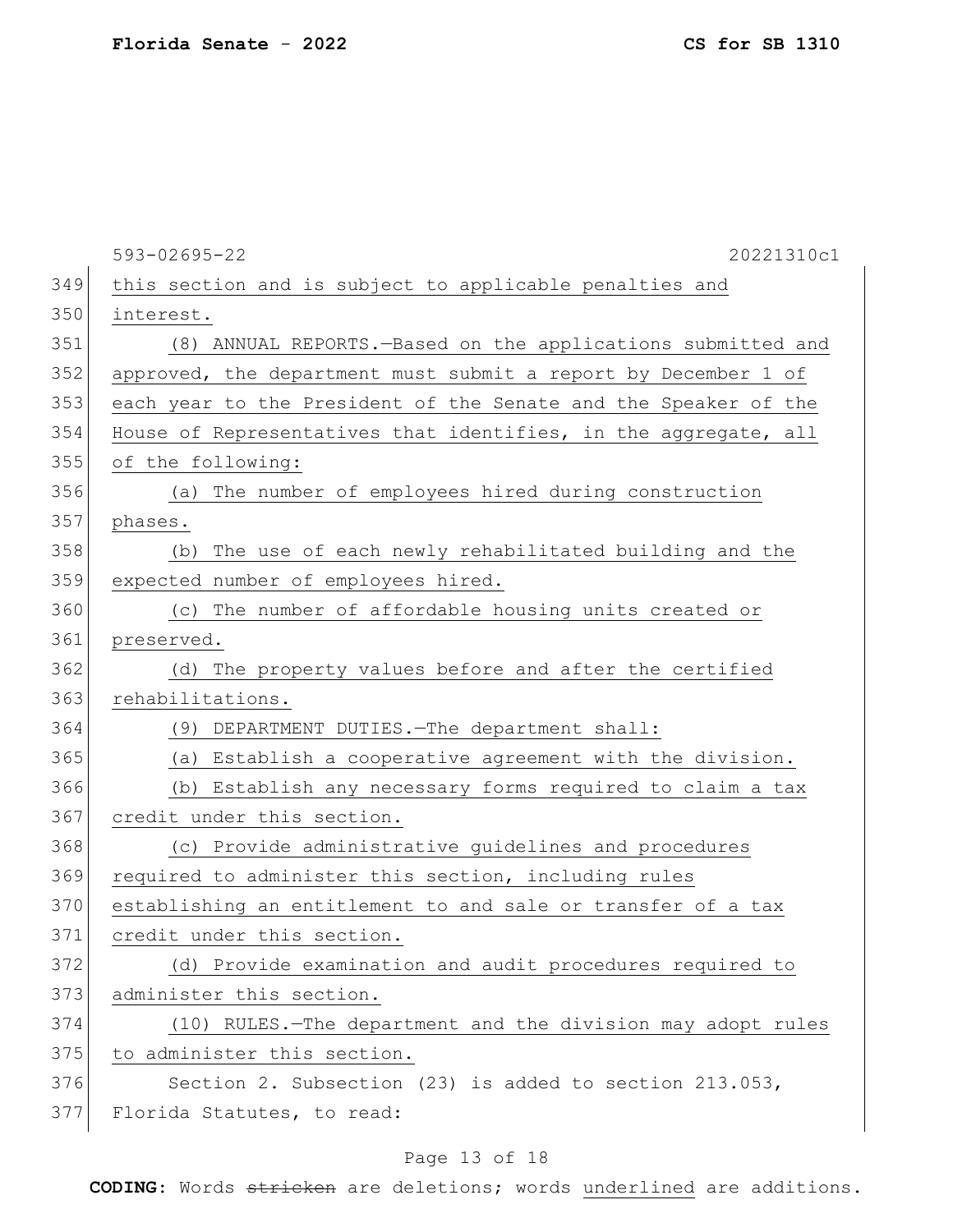this section and is subject to applicable penalties and interest.

(8) ANNUAL REPORTS.—Based on the applications submitted and approved, the department must submit a report by December 1 of each year to the President of the Senate and the Speaker of the House of Representatives that identifies, in the aggregate, all of the following:

(a) The number of employees hired during construction phases.

(b) The use of each newly rehabilitated building and the expected number of employees hired.

(c) The number of affordable housing units created or preserved.

(d) The property values before and after the certified rehabilitations.

(9) DEPARTMENT DUTIES.—The department shall:

(a) Establish a cooperative agreement with the division.

(b) Establish any necessary forms required to claim a tax credit under this section.

(c) Provide administrative guidelines and procedures required to administer this section, including rules establishing an entitlement to and sale or transfer of a tax credit under this section.

(d) Provide examination and audit procedures required to administer this section.

(10) RULES.—The department and the division may adopt rules to administer this section.

Section 2. Subsection (23) is added to section 213.053, Florida Statutes, to read: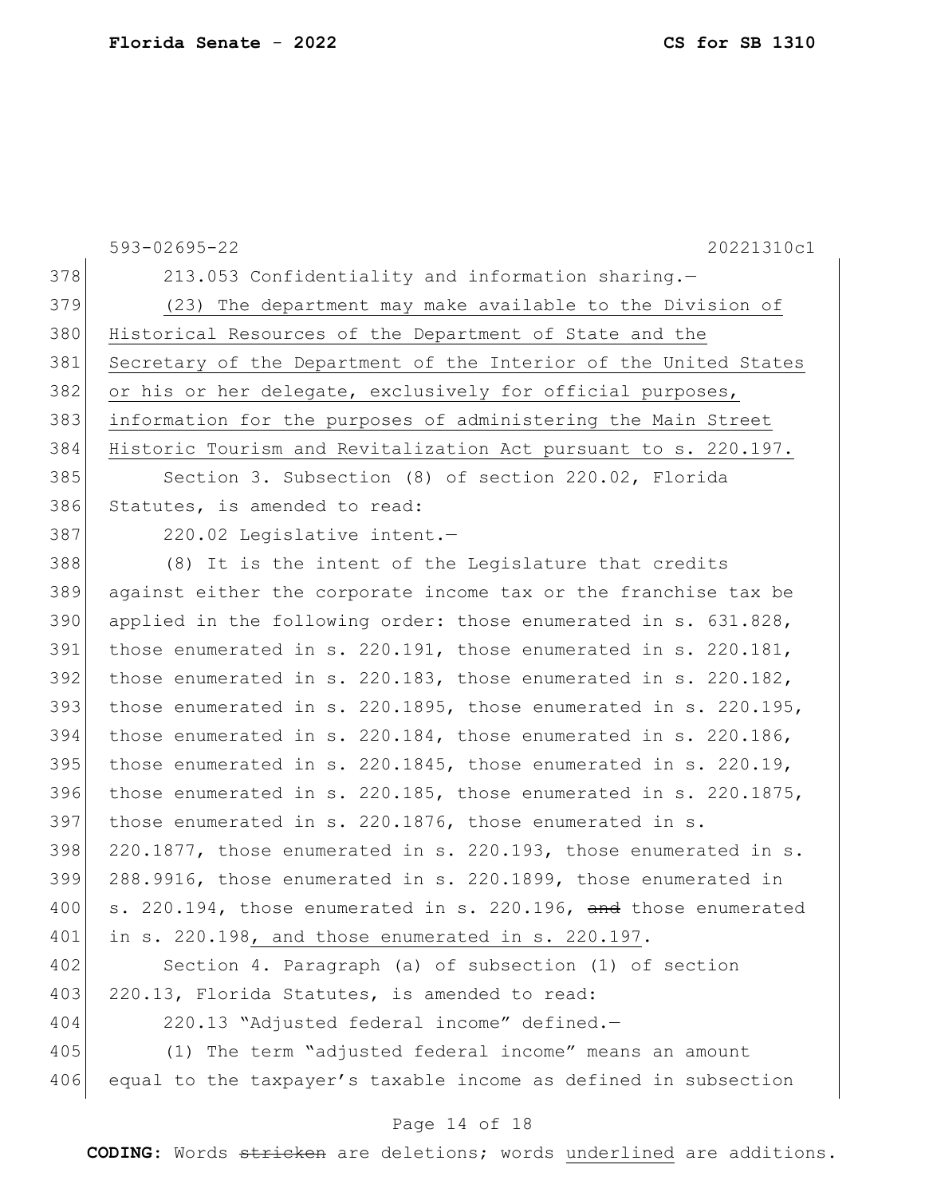213.053 Confidentiality and information sharing.—

<u>(23) The department may make available to the Division of Historical Resources of the Department of State and the Secretary of the Department of the Interior of the United States or his or her delegate, exclusively for official purposes, information for the purposes of administering the Main Street Historic Tourism and Revitalization Act pursuant to s. 220.197.</u>

Section 3. Subsection (8) of section 220.02, Florida Statutes, is amended to read:

220.02 Legislative intent.—

(8) It is the intent of the Legislature that credits against either the corporate income tax or the franchise tax be applied in the following order: those enumerated in s. 631.828, those enumerated in s. 220.191, those enumerated in s. 220.181, those enumerated in s. 220.183, those enumerated in s. 220.182, those enumerated in s. 220.1895, those enumerated in s. 220.195, those enumerated in s. 220.184, those enumerated in s. 220.186, those enumerated in s. 220.1845, those enumerated in s. 220.19, those enumerated in s. 220.185, those enumerated in s. 220.1875, those enumerated in s. 220.1876, those enumerated in s. 220.1877, those enumerated in s. 220.193, those enumerated in s. 288.9916, those enumerated in s. 220.1899, those enumerated in s. 220.194, those enumerated in s. 220.196, ~~and~~ those enumerated in s. 220.198<u>, and those enumerated in s. 220.197</u>.

Section 4. Paragraph (a) of subsection (1) of section 220.13, Florida Statutes, is amended to read:

220.13 "Adjusted federal income" defined.—

(1) The term "adjusted federal income" means an amount equal to the taxpayer's taxable income as defined in subsection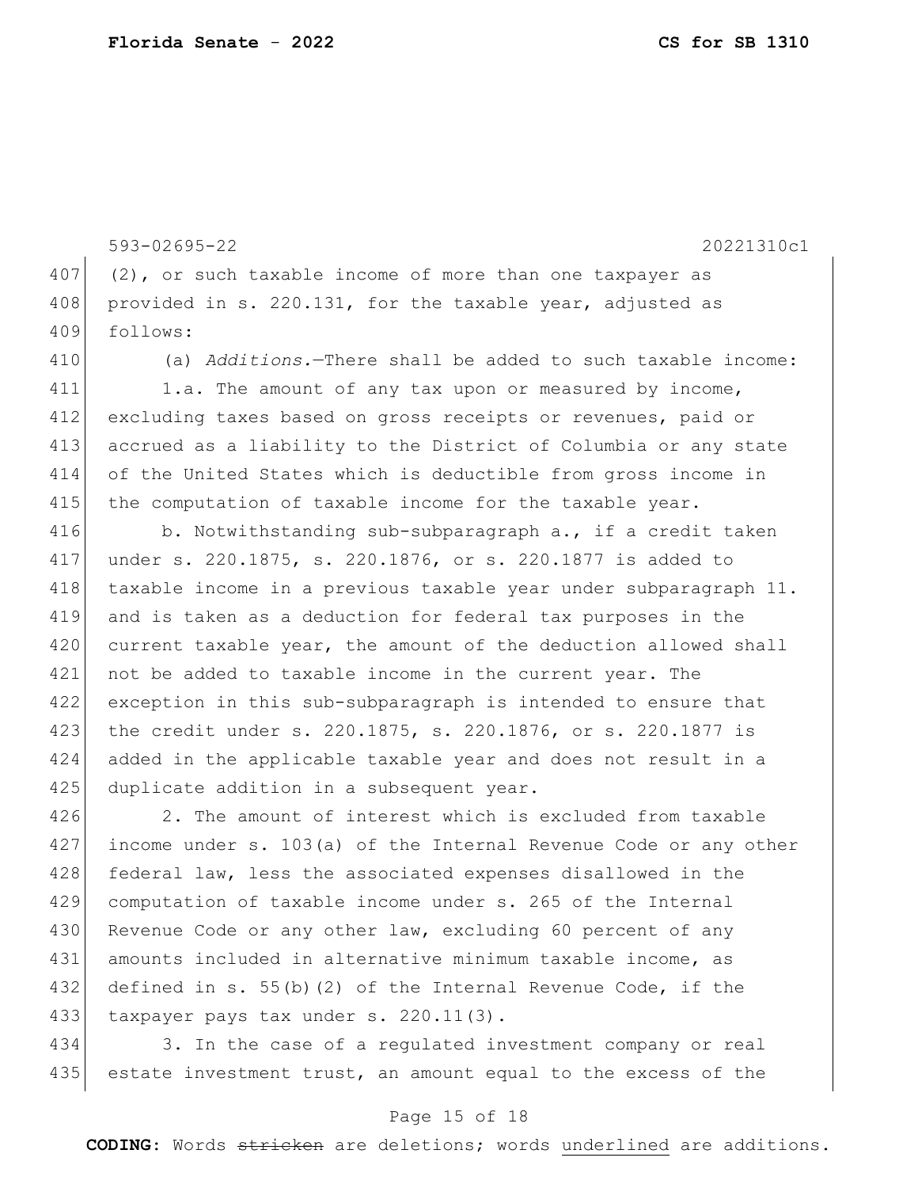(2), or such taxable income of more than one taxpayer as provided in s. 220.131, for the taxable year, adjusted as follows:

(a) *Additions.*—There shall be added to such taxable income:

1.a. The amount of any tax upon or measured by income, excluding taxes based on gross receipts or revenues, paid or accrued as a liability to the District of Columbia or any state of the United States which is deductible from gross income in the computation of taxable income for the taxable year.

b. Notwithstanding sub-subparagraph a., if a credit taken under s. 220.1875, s. 220.1876, or s. 220.1877 is added to taxable income in a previous taxable year under subparagraph 11. and is taken as a deduction for federal tax purposes in the current taxable year, the amount of the deduction allowed shall not be added to taxable income in the current year. The exception in this sub-subparagraph is intended to ensure that the credit under s. 220.1875, s. 220.1876, or s. 220.1877 is added in the applicable taxable year and does not result in a duplicate addition in a subsequent year.

2. The amount of interest which is excluded from taxable income under s. 103(a) of the Internal Revenue Code or any other federal law, less the associated expenses disallowed in the computation of taxable income under s. 265 of the Internal Revenue Code or any other law, excluding 60 percent of any amounts included in alternative minimum taxable income, as defined in s. 55(b)(2) of the Internal Revenue Code, if the taxpayer pays tax under s. 220.11(3).

3. In the case of a regulated investment company or real estate investment trust, an amount equal to the excess of the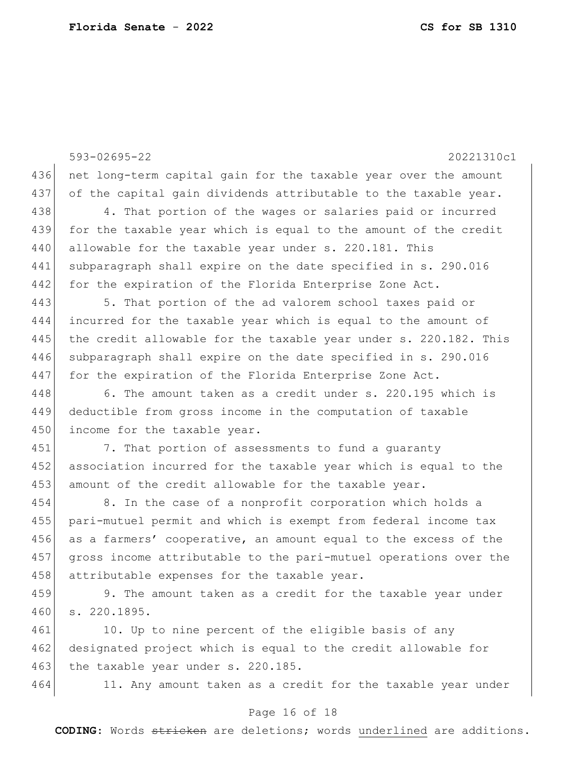net long-term capital gain for the taxable year over the amount of the capital gain dividends attributable to the taxable year.

4. That portion of the wages or salaries paid or incurred for the taxable year which is equal to the amount of the credit allowable for the taxable year under s. 220.181. This subparagraph shall expire on the date specified in s. 290.016 for the expiration of the Florida Enterprise Zone Act.

5. That portion of the ad valorem school taxes paid or incurred for the taxable year which is equal to the amount of the credit allowable for the taxable year under s. 220.182. This subparagraph shall expire on the date specified in s. 290.016 for the expiration of the Florida Enterprise Zone Act.

6. The amount taken as a credit under s. 220.195 which is deductible from gross income in the computation of taxable income for the taxable year.

7. That portion of assessments to fund a guaranty association incurred for the taxable year which is equal to the amount of the credit allowable for the taxable year.

8. In the case of a nonprofit corporation which holds a pari-mutuel permit and which is exempt from federal income tax as a farmers' cooperative, an amount equal to the excess of the gross income attributable to the pari-mutuel operations over the attributable expenses for the taxable year.

9. The amount taken as a credit for the taxable year under s. 220.1895.

10. Up to nine percent of the eligible basis of any designated project which is equal to the credit allowable for the taxable year under s. 220.185.

11. Any amount taken as a credit for the taxable year under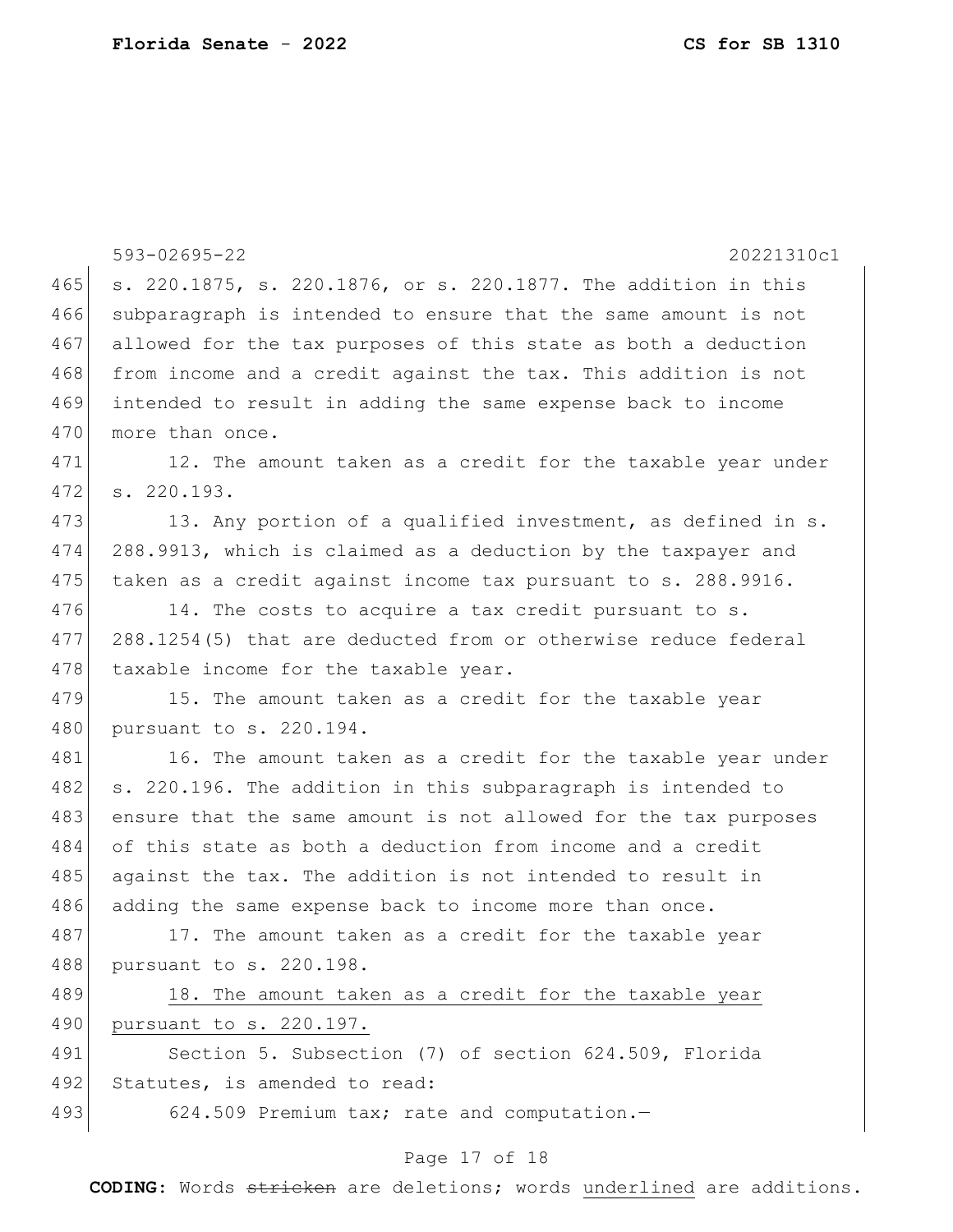s. 220.1875, s. 220.1876, or s. 220.1877. The addition in this subparagraph is intended to ensure that the same amount is not allowed for the tax purposes of this state as both a deduction from income and a credit against the tax. This addition is not intended to result in adding the same expense back to income more than once.

12. The amount taken as a credit for the taxable year under s. 220.193.

13. Any portion of a qualified investment, as defined in s. 288.9913, which is claimed as a deduction by the taxpayer and taken as a credit against income tax pursuant to s. 288.9916.

14. The costs to acquire a tax credit pursuant to s. 288.1254(5) that are deducted from or otherwise reduce federal taxable income for the taxable year.

15. The amount taken as a credit for the taxable year pursuant to s. 220.194.

16. The amount taken as a credit for the taxable year under s. 220.196. The addition in this subparagraph is intended to ensure that the same amount is not allowed for the tax purposes of this state as both a deduction from income and a credit against the tax. The addition is not intended to result in adding the same expense back to income more than once.

17. The amount taken as a credit for the taxable year pursuant to s. 220.198.

<u>18. The amount taken as a credit for the taxable year pursuant to s. 220.197.</u>

Section 5. Subsection (7) of section 624.509, Florida Statutes, is amended to read:

624.509 Premium tax; rate and computation.—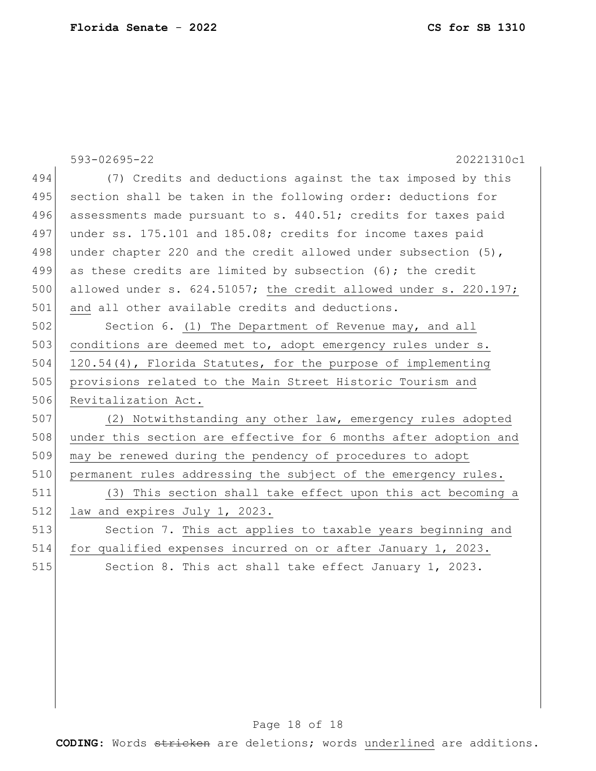593-02695-22 20221310c1

494 (7) Credits and deductions against the tax imposed by this
495 section shall be taken in the following order: deductions for
496 assessments made pursuant to s. 440.51; credits for taxes paid
497 under ss. 175.101 and 185.08; credits for income taxes paid
498 under chapter 220 and the credit allowed under subsection (5),
499 as these credits are limited by subsection (6); the credit
500 allowed under s. 624.51057; <u>the credit allowed under s. 220.197;</u>
501 <u>and</u> all other available credits and deductions.

502 Section 6. <u>(1) The Department of Revenue may, and all</u>
503 <u>conditions are deemed met to, adopt emergency rules under s.</u>
504 <u>120.54(4), Florida Statutes, for the purpose of implementing</u>
505 <u>provisions related to the Main Street Historic Tourism and</u>
506 <u>Revitalization Act.</u>

507 <u>(2) Notwithstanding any other law, emergency rules adopted</u>
508 <u>under this section are effective for 6 months after adoption and</u>
509 <u>may be renewed during the pendency of procedures to adopt</u>
510 <u>permanent rules addressing the subject of the emergency rules.</u>

511 <u>(3) This section shall take effect upon this act becoming a</u>
512 <u>law and expires July 1, 2023.</u>

513 Section 7. <u>This act applies to taxable years beginning and</u>
514 <u>for qualified expenses incurred on or after January 1, 2023.</u>

515 Section 8. This act shall take effect January 1, 2023.

**CODING:** Words ~~stricken~~ are deletions; words <u>underlined</u> are additions.